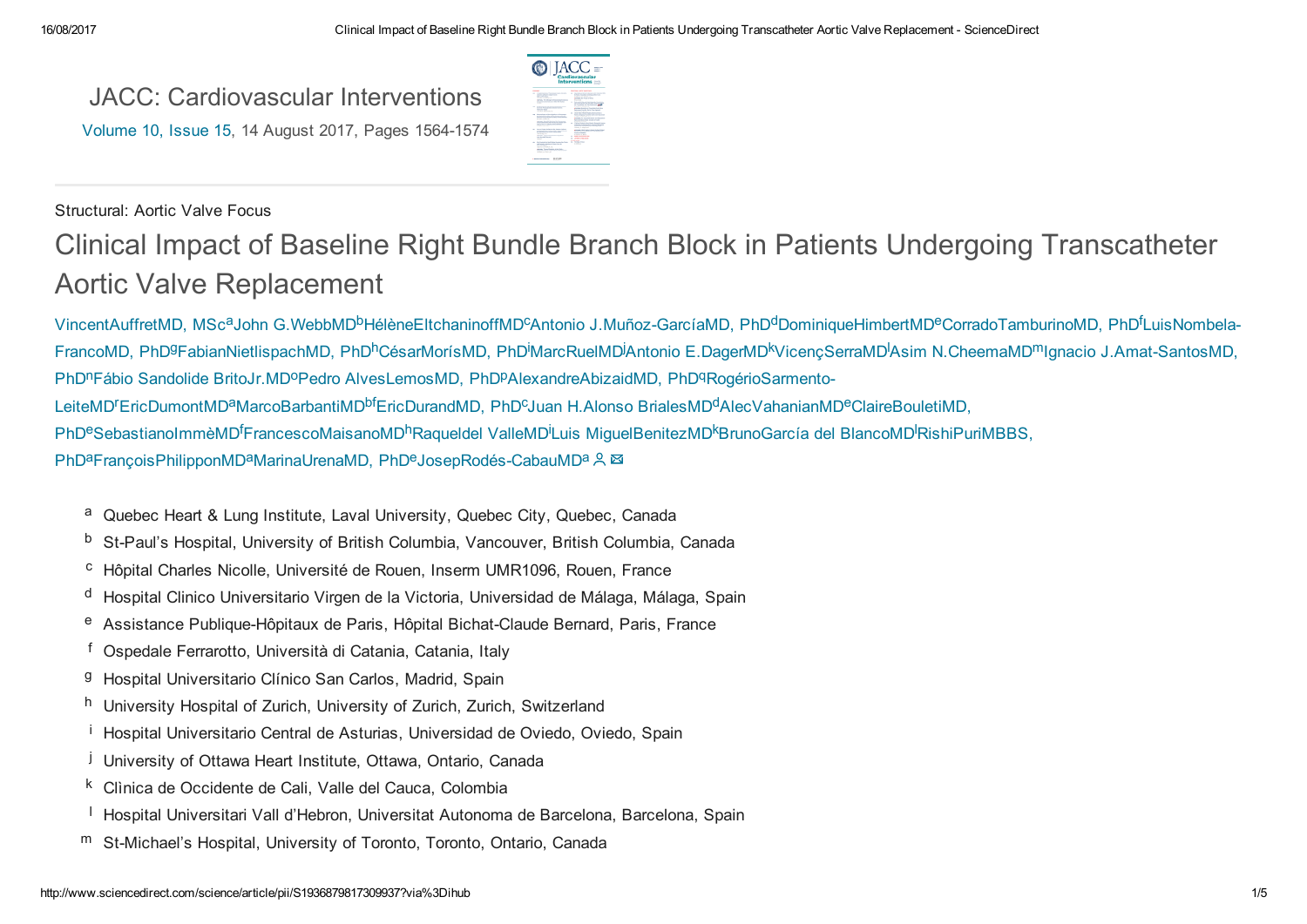JACC: Cardiovascular Interventions

Volume 10, Issue 15, 14 August 2017, Pages 1564-1574

Structural: Aortic Valve Focus

# Clinical Impact of Baseline Right Bundle Branch Block in Patients Undergoing Transcatheter Aortic Valve Replacement

Vincent Auffret MD, MSc[a] John G. Webb MD[b] Hélène Eltchaninoff MD[c] Antonio J. Muñoz-García MD, PhD[d] Dominique Himbert MD[e] Corrado Tamburino MD, PhD[f] Luis Nombela-Franco MD, PhD[g] Fabian Nietlispach MD, PhD[h] César Morís MD, PhD[i] Marc Ruel MD[j] Antonio E. Dager MD[k] Vicenç Serra MD[l] Asim N. Cheema MD[m] Ignacio J. Amat-Santos MD, PhD[n] Fábio Sandoli de Brito Jr. MD[o] Pedro Alves Lemos MD, PhD[p] Alexandre Abizaid MD, PhD[q] Rogério Sarmento-Leite MD[r] Eric Dumont MD[a] Marco Barbanti MD[bf] Eric Durand MD, PhD[c] Juan H. Alonso Briales MD[d] Alec Vahanian MD[e] Claire Bouleti MD, PhD[e] Sebastiano Immè MD[f] Francesco Maisano MD[h] Raquel del Valle MD[i] Luis Miguel Benitez MD[k] Bruno García del Blanco MD[l] Rishi Puri MBBS, PhD[a] François Philippon MD[a] Marina Urena MD, PhD[e] Josep Rodés-Cabau MD[a]

- [a] Quebec Heart & Lung Institute, Laval University, Quebec City, Quebec, Canada
- [b] St-Paul's Hospital, University of British Columbia, Vancouver, British Columbia, Canada
- [c] Hôpital Charles Nicolle, Université de Rouen, Inserm UMR1096, Rouen, France
- [d] Hospital Clinico Universitario Virgen de la Victoria, Universidad de Málaga, Málaga, Spain
- [e] Assistance Publique-Hôpitaux de Paris, Hôpital Bichat-Claude Bernard, Paris, France
- [f] Ospedale Ferrarotto, Università di Catania, Catania, Italy
- [g] Hospital Universitario Clínico San Carlos, Madrid, Spain
- [h] University Hospital of Zurich, University of Zurich, Zurich, Switzerland
- [i] Hospital Universitario Central de Asturias, Universidad de Oviedo, Oviedo, Spain
- [j] University of Ottawa Heart Institute, Ottawa, Ontario, Canada
- [k] Clìnica de Occidente de Cali, Valle del Cauca, Colombia
- [l] Hospital Universitari Vall d'Hebron, Universitat Autonoma de Barcelona, Barcelona, Spain
- [m] St-Michael's Hospital, University of Toronto, Toronto, Ontario, Canada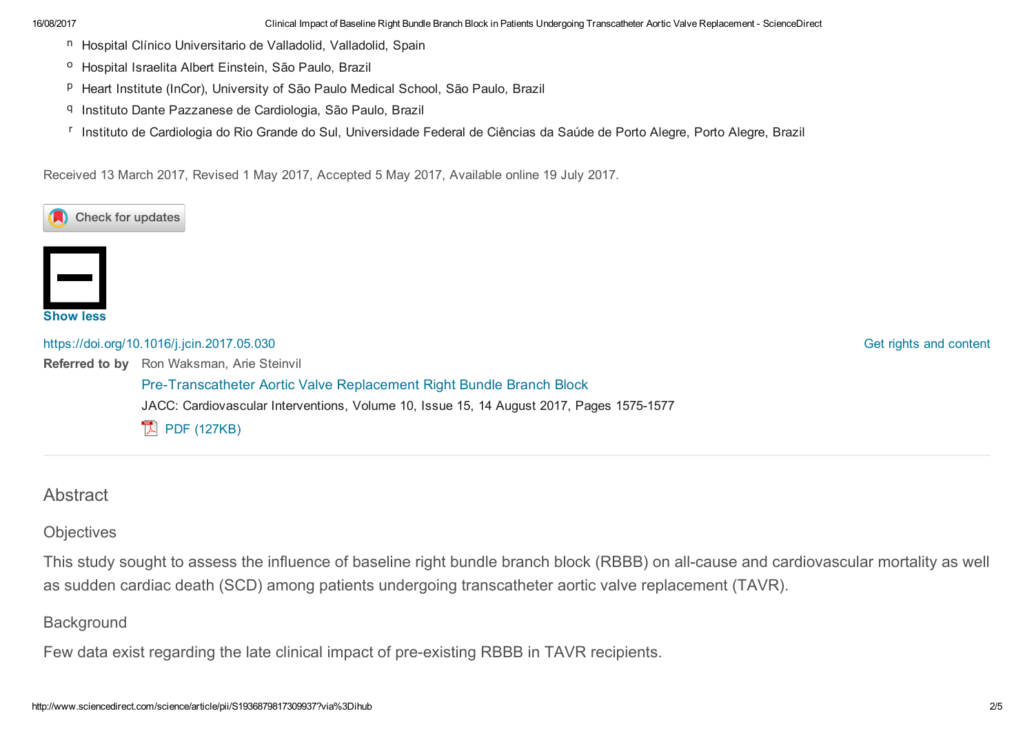[n] Hospital Clínico Universitario de Valladolid, Valladolid, Spain

[o] Hospital Israelita Albert Einstein, São Paulo, Brazil

[p] Heart Institute (InCor), University of São Paulo Medical School, São Paulo, Brazil

[q] Instituto Dante Pazzanese de Cardiologia, São Paulo, Brazil

[r] Instituto de Cardiologia do Rio Grande do Sul, Universidade Federal de Ciências da Saúde de Porto Alegre, Porto Alegre, Brazil

Received 13 March 2017, Revised 1 May 2017, Accepted 5 May 2017, Available online 19 July 2017.

Check for updates

Show less

https://doi.org/10.1016/j.jcin.2017.05.030

Get rights and content

**Referred to by** Ron Waksman, Arie Steinvil

Pre-Transcatheter Aortic Valve Replacement Right Bundle Branch Block

JACC: Cardiovascular Interventions, Volume 10, Issue 15, 14 August 2017, Pages 1575-1577

PDF (127KB)

## Abstract

### Objectives

This study sought to assess the influence of baseline right bundle branch block (RBBB) on all-cause and cardiovascular mortality as well as sudden cardiac death (SCD) among patients undergoing transcatheter aortic valve replacement (TAVR).

### Background

Few data exist regarding the late clinical impact of pre-existing RBBB in TAVR recipients.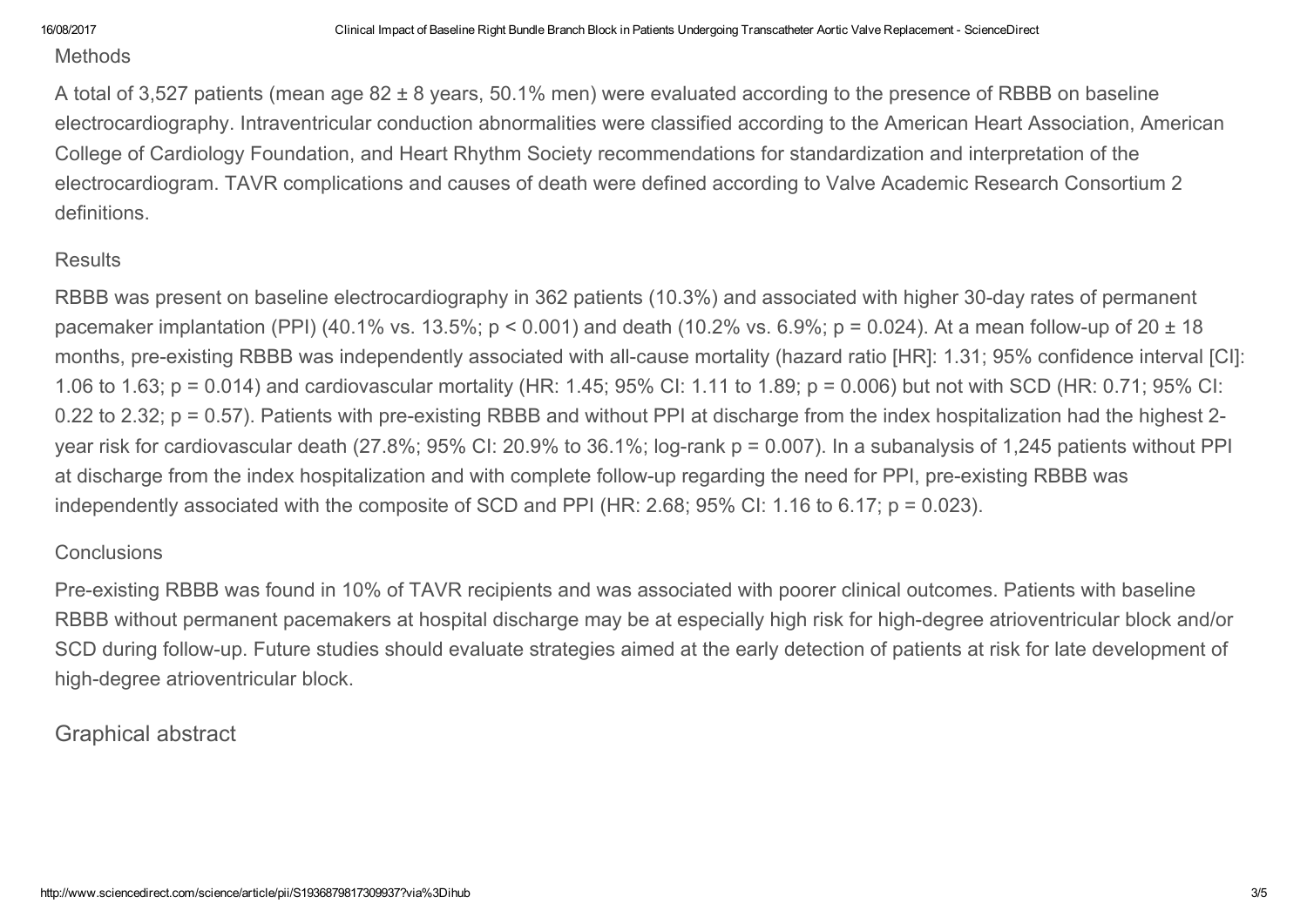## Methods

A total of 3,527 patients (mean age 82 ± 8 years, 50.1% men) were evaluated according to the presence of RBBB on baseline electrocardiography. Intraventricular conduction abnormalities were classified according to the American Heart Association, American College of Cardiology Foundation, and Heart Rhythm Society recommendations for standardization and interpretation of the electrocardiogram. TAVR complications and causes of death were defined according to Valve Academic Research Consortium 2 definitions.

## Results

RBBB was present on baseline electrocardiography in 362 patients (10.3%) and associated with higher 30-day rates of permanent pacemaker implantation (PPI) (40.1% vs. 13.5%; $p < 0.001$) and death (10.2% vs. 6.9%; $p = 0.024$). At a mean follow-up of 20 ± 18 months, pre-existing RBBB was independently associated with all-cause mortality (hazard ratio [HR]: 1.31; 95% confidence interval [CI]: 1.06 to 1.63; $p = 0.014$) and cardiovascular mortality (HR: 1.45; 95% CI: 1.11 to 1.89; $p = 0.006$) but not with SCD (HR: 0.71; 95% CI: 0.22 to 2.32; $p = 0.57$). Patients with pre-existing RBBB and without PPI at discharge from the index hospitalization had the highest 2-year risk for cardiovascular death (27.8%; 95% CI: 20.9% to 36.1%; log-rank $p = 0.007$). In a subanalysis of 1,245 patients without PPI at discharge from the index hospitalization and with complete follow-up regarding the need for PPI, pre-existing RBBB was independently associated with the composite of SCD and PPI (HR: 2.68; 95% CI: 1.16 to 6.17; $p = 0.023$).

## Conclusions

Pre-existing RBBB was found in 10% of TAVR recipients and was associated with poorer clinical outcomes. Patients with baseline RBBB without permanent pacemakers at hospital discharge may be at especially high risk for high-degree atrioventricular block and/or SCD during follow-up. Future studies should evaluate strategies aimed at the early detection of patients at risk for late development of high-degree atrioventricular block.

## Graphical abstract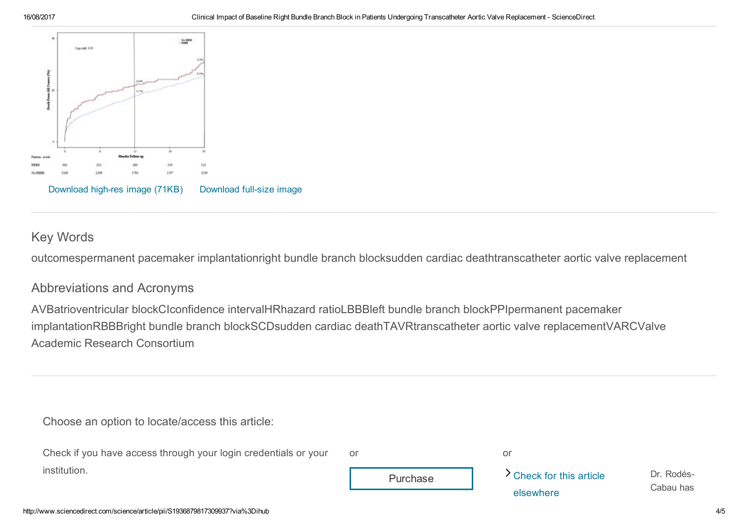Download high-res image (71KB) Download full-size image

## Key Words

outcomespermanent pacemaker implantationright bundle branch blocksudden cardiac deathtranscatheter aortic valve replacement

## Abbreviations and Acronyms

AVBatrioventricular blockCIconfidence intervalHRhazard ratioLBBBleft bundle branch blockPPIpermanent pacemaker implantationRBBBright bundle branch blockSCDsudden cardiac deathTAVRtranscatheter aortic valve replacementVARCValve Academic Research Consortium

Choose an option to locate/access this article:

Check if you have access through your login credentials or your institution.

or

Purchase

or

Check for this article elsewhere

Dr. Rodés-Cabau has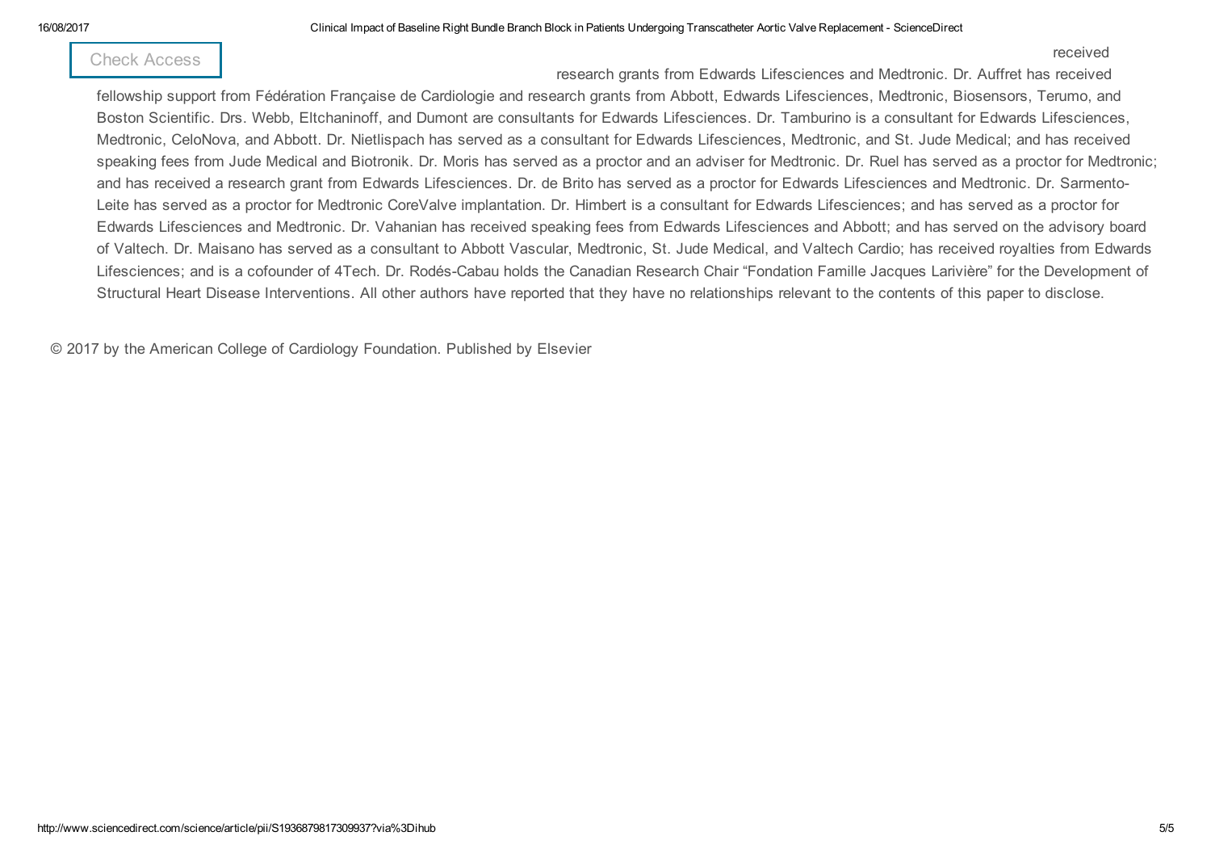received research grants from Edwards Lifesciences and Medtronic. Dr. Auffret has received fellowship support from Fédération Française de Cardiologie and research grants from Abbott, Edwards Lifesciences, Medtronic, Biosensors, Terumo, and Boston Scientific. Drs. Webb, Eltchaninoff, and Dumont are consultants for Edwards Lifesciences. Dr. Tamburino is a consultant for Edwards Lifesciences, Medtronic, CeloNova, and Abbott. Dr. Nietlispach has served as a consultant for Edwards Lifesciences, Medtronic, and St. Jude Medical; and has received speaking fees from Jude Medical and Biotronik. Dr. Moris has served as a proctor and an adviser for Medtronic. Dr. Ruel has served as a proctor for Medtronic; and has received a research grant from Edwards Lifesciences. Dr. de Brito has served as a proctor for Edwards Lifesciences and Medtronic. Dr. Sarmento-Leite has served as a proctor for Medtronic CoreValve implantation. Dr. Himbert is a consultant for Edwards Lifesciences; and has served as a proctor for Edwards Lifesciences and Medtronic. Dr. Vahanian has received speaking fees from Edwards Lifesciences and Abbott; and has served on the advisory board of Valtech. Dr. Maisano has served as a consultant to Abbott Vascular, Medtronic, St. Jude Medical, and Valtech Cardio; has received royalties from Edwards Lifesciences; and is a cofounder of 4Tech. Dr. Rodés-Cabau holds the Canadian Research Chair "Fondation Famille Jacques Larivière" for the Development of Structural Heart Disease Interventions. All other authors have reported that they have no relationships relevant to the contents of this paper to disclose.

© 2017 by the American College of Cardiology Foundation. Published by Elsevier